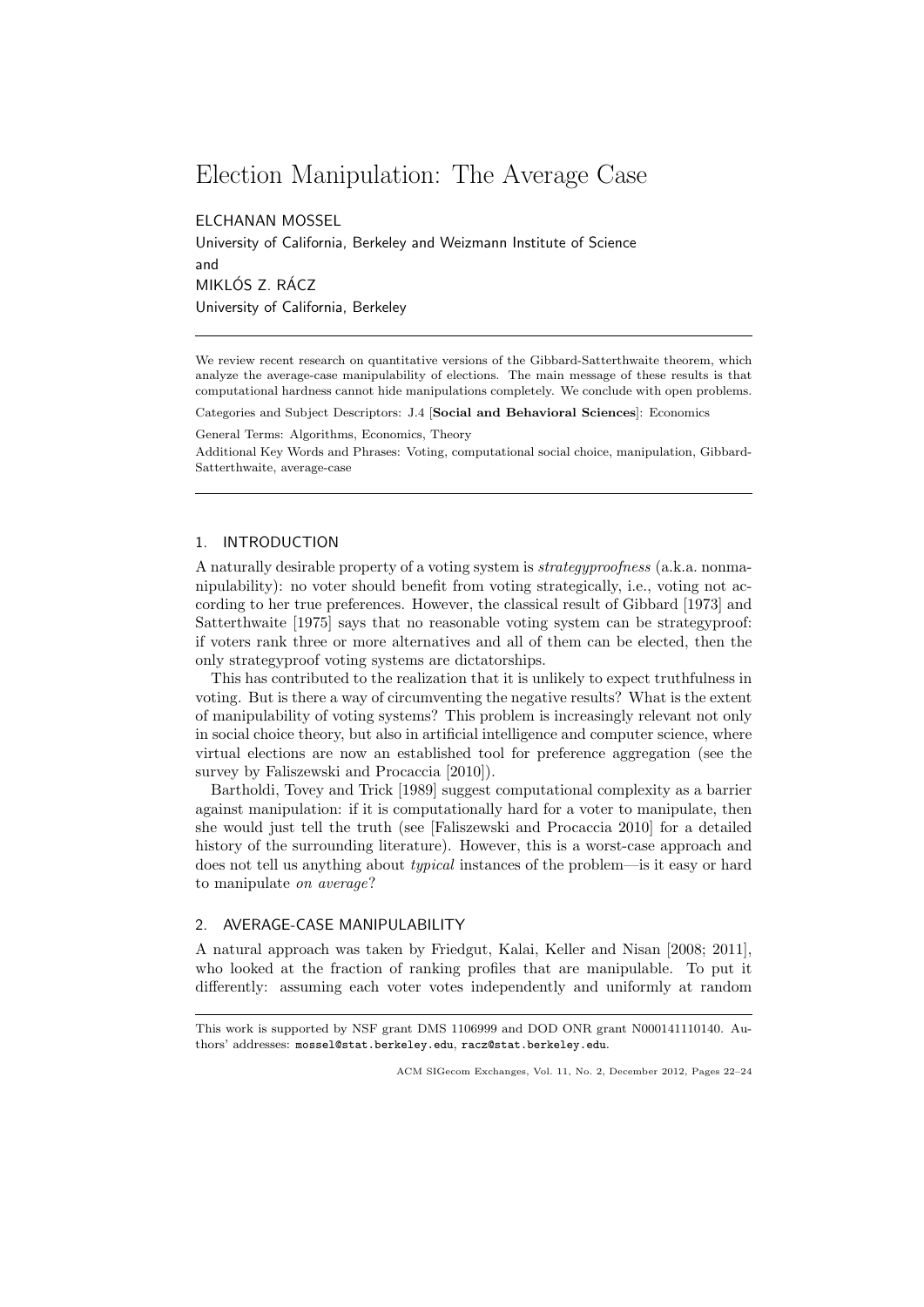# Election Manipulation: The Average Case

ELCHANAN MOSSEL

University of California, Berkeley and Weizmann Institute of Science

and

MIKLÓS Z. RÁCZ

University of California, Berkeley

---

We review recent research on quantitative versions of the Gibbard-Satterthwaite theorem, which analyze the average-case manipulability of elections. The main message of these results is that computational hardness cannot hide manipulations completely. We conclude with open problems.

Categories and Subject Descriptors: J.4 [**Social and Behavioral Sciences**]: Economics

General Terms: Algorithms, Economics, Theory

Additional Key Words and Phrases: Voting, computational social choice, manipulation, Gibbard-Satterthwaite, average-case

---

## 1. INTRODUCTION

A naturally desirable property of a voting system is *strategyproofness* (a.k.a. nonmanipulability): no voter should benefit from voting strategically, i.e., voting not according to her true preferences. However, the classical result of Gibbard [1973] and Satterthwaite [1975] says that no reasonable voting system can be strategyproof: if voters rank three or more alternatives and all of them can be elected, then the only strategyproof voting systems are dictatorships.

This has contributed to the realization that it is unlikely to expect truthfulness in voting. But is there a way of circumventing the negative results? What is the extent of manipulability of voting systems? This problem is increasingly relevant not only in social choice theory, but also in artificial intelligence and computer science, where virtual elections are now an established tool for preference aggregation (see the survey by Faliszewski and Procaccia [2010]).

Bartholdi, Tovey and Trick [1989] suggest computational complexity as a barrier against manipulation: if it is computationally hard for a voter to manipulate, then she would just tell the truth (see [Faliszewski and Procaccia 2010] for a detailed history of the surrounding literature). However, this is a worst-case approach and does not tell us anything about *typical* instances of the problem—is it easy or hard to manipulate *on average*?

## 2. AVERAGE-CASE MANIPULABILITY

A natural approach was taken by Friedgut, Kalai, Keller and Nisan [2008; 2011], who looked at the fraction of ranking profiles that are manipulable. To put it differently: assuming each voter votes independently and uniformly at random

---

This work is supported by NSF grant DMS 1106999 and DOD ONR grant N000141110140. Authors' addresses: mossel@stat.berkeley.edu, racz@stat.berkeley.edu.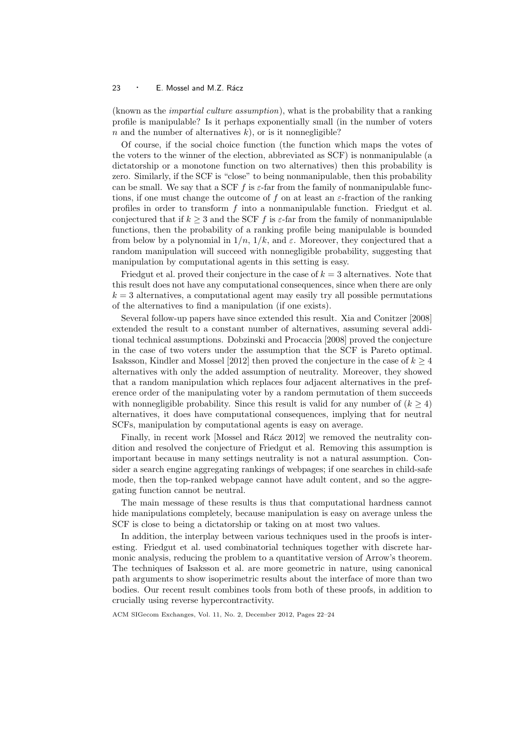(known as the *impartial culture assumption*), what is the probability that a ranking profile is manipulable? Is it perhaps exponentially small (in the number of voters $n$ and the number of alternatives $k$), or is it nonnegligible?

Of course, if the social choice function (the function which maps the votes of the voters to the winner of the election, abbreviated as SCF) is nonmanipulable (a dictatorship or a monotone function on two alternatives) then this probability is zero. Similarly, if the SCF is "close" to being nonmanipulable, then this probability can be small. We say that a SCF $f$ is $\varepsilon$-far from the family of nonmanipulable functions, if one must change the outcome of $f$ on at least an $\varepsilon$-fraction of the ranking profiles in order to transform $f$ into a nonmanipulable function. Friedgut et al. conjectured that if $k \geq 3$ and the SCF $f$ is $\varepsilon$-far from the family of nonmanipulable functions, then the probability of a ranking profile being manipulable is bounded from below by a polynomial in $1/n$, $1/k$, and $\varepsilon$. Moreover, they conjectured that a random manipulation will succeed with nonnegligible probability, suggesting that manipulation by computational agents in this setting is easy.

Friedgut et al. proved their conjecture in the case of $k = 3$ alternatives. Note that this result does not have any computational consequences, since when there are only $k = 3$ alternatives, a computational agent may easily try all possible permutations of the alternatives to find a manipulation (if one exists).

Several follow-up papers have since extended this result. Xia and Conitzer [2008] extended the result to a constant number of alternatives, assuming several additional technical assumptions. Dobzinski and Procaccia [2008] proved the conjecture in the case of two voters under the assumption that the SCF is Pareto optimal. Isaksson, Kindler and Mossel [2012] then proved the conjecture in the case of $k \geq 4$ alternatives with only the added assumption of neutrality. Moreover, they showed that a random manipulation which replaces four adjacent alternatives in the preference order of the manipulating voter by a random permutation of them succeeds with nonnegligible probability. Since this result is valid for any number of ($k \geq 4$) alternatives, it does have computational consequences, implying that for neutral SCFs, manipulation by computational agents is easy on average.

Finally, in recent work [Mossel and Rácz 2012] we removed the neutrality condition and resolved the conjecture of Friedgut et al. Removing this assumption is important because in many settings neutrality is not a natural assumption. Consider a search engine aggregating rankings of webpages; if one searches in child-safe mode, then the top-ranked webpage cannot have adult content, and so the aggregating function cannot be neutral.

The main message of these results is thus that computational hardness cannot hide manipulations completely, because manipulation is easy on average unless the SCF is close to being a dictatorship or taking on at most two values.

In addition, the interplay between various techniques used in the proofs is interesting. Friedgut et al. used combinatorial techniques together with discrete harmonic analysis, reducing the problem to a quantitative version of Arrow's theorem. The techniques of Isaksson et al. are more geometric in nature, using canonical path arguments to show isoperimetric results about the interface of more than two bodies. Our recent result combines tools from both of these proofs, in addition to crucially using reverse hypercontractivity.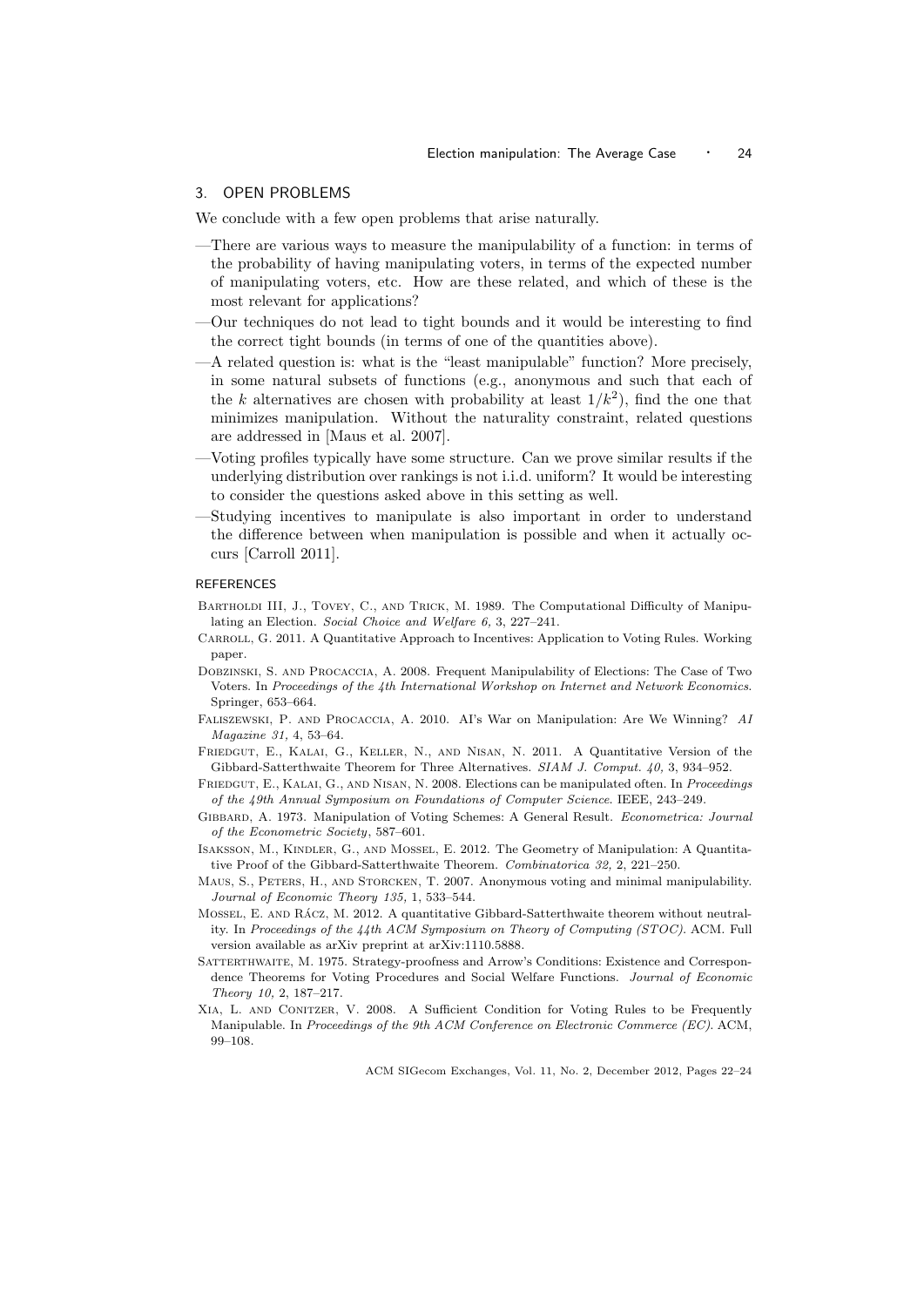## 3. OPEN PROBLEMS

We conclude with a few open problems that arise naturally.

- There are various ways to measure the manipulability of a function: in terms of the probability of having manipulating voters, in terms of the expected number of manipulating voters, etc. How are these related, and which of these is the most relevant for applications?
- Our techniques do not lead to tight bounds and it would be interesting to find the correct tight bounds (in terms of one of the quantities above).
- A related question is: what is the "least manipulable" function? More precisely, in some natural subsets of functions (e.g., anonymous and such that each of the $k$ alternatives are chosen with probability at least $1/k^2$), find the one that minimizes manipulation. Without the naturality constraint, related questions are addressed in [Maus et al. 2007].
- Voting profiles typically have some structure. Can we prove similar results if the underlying distribution over rankings is not i.i.d. uniform? It would be interesting to consider the questions asked above in this setting as well.
- Studying incentives to manipulate is also important in order to understand the difference between when manipulation is possible and when it actually occurs [Carroll 2011].

### REFERENCES

Bartholdi III, J., Tovey, C., and Trick, M. 1989. The Computational Difficulty of Manipulating an Election. *Social Choice and Welfare 6,* 3, 227–241.

Carroll, G. 2011. A Quantitative Approach to Incentives: Application to Voting Rules. Working paper.

Dobzinski, S. and Procaccia, A. 2008. Frequent Manipulability of Elections: The Case of Two Voters. In *Proceedings of the 4th International Workshop on Internet and Network Economics*. Springer, 653–664.

Faliszewski, P. and Procaccia, A. 2010. AI's War on Manipulation: Are We Winning? *AI Magazine 31,* 4, 53–64.

Friedgut, E., Kalai, G., Keller, N., and Nisan, N. 2011. A Quantitative Version of the Gibbard-Satterthwaite Theorem for Three Alternatives. *SIAM J. Comput. 40,* 3, 934–952.

Friedgut, E., Kalai, G., and Nisan, N. 2008. Elections can be manipulated often. In *Proceedings of the 49th Annual Symposium on Foundations of Computer Science*. IEEE, 243–249.

Gibbard, A. 1973. Manipulation of Voting Schemes: A General Result. *Econometrica: Journal of the Econometric Society*, 587–601.

Isaksson, M., Kindler, G., and Mossel, E. 2012. The Geometry of Manipulation: A Quantitative Proof of the Gibbard-Satterthwaite Theorem. *Combinatorica 32,* 2, 221–250.

Maus, S., Peters, H., and Storcken, T. 2007. Anonymous voting and minimal manipulability. *Journal of Economic Theory 135,* 1, 533–544.

Mossel, E. and Rácz, M. 2012. A quantitative Gibbard-Satterthwaite theorem without neutrality. In *Proceedings of the 44th ACM Symposium on Theory of Computing (STOC)*. ACM. Full version available as arXiv preprint at arXiv:1110.5888.

Satterthwaite, M. 1975. Strategy-proofness and Arrow's Conditions: Existence and Correspondence Theorems for Voting Procedures and Social Welfare Functions. *Journal of Economic Theory 10,* 2, 187–217.

Xia, L. and Conitzer, V. 2008. A Sufficient Condition for Voting Rules to be Frequently Manipulable. In *Proceedings of the 9th ACM Conference on Electronic Commerce (EC)*. ACM, 99–108.